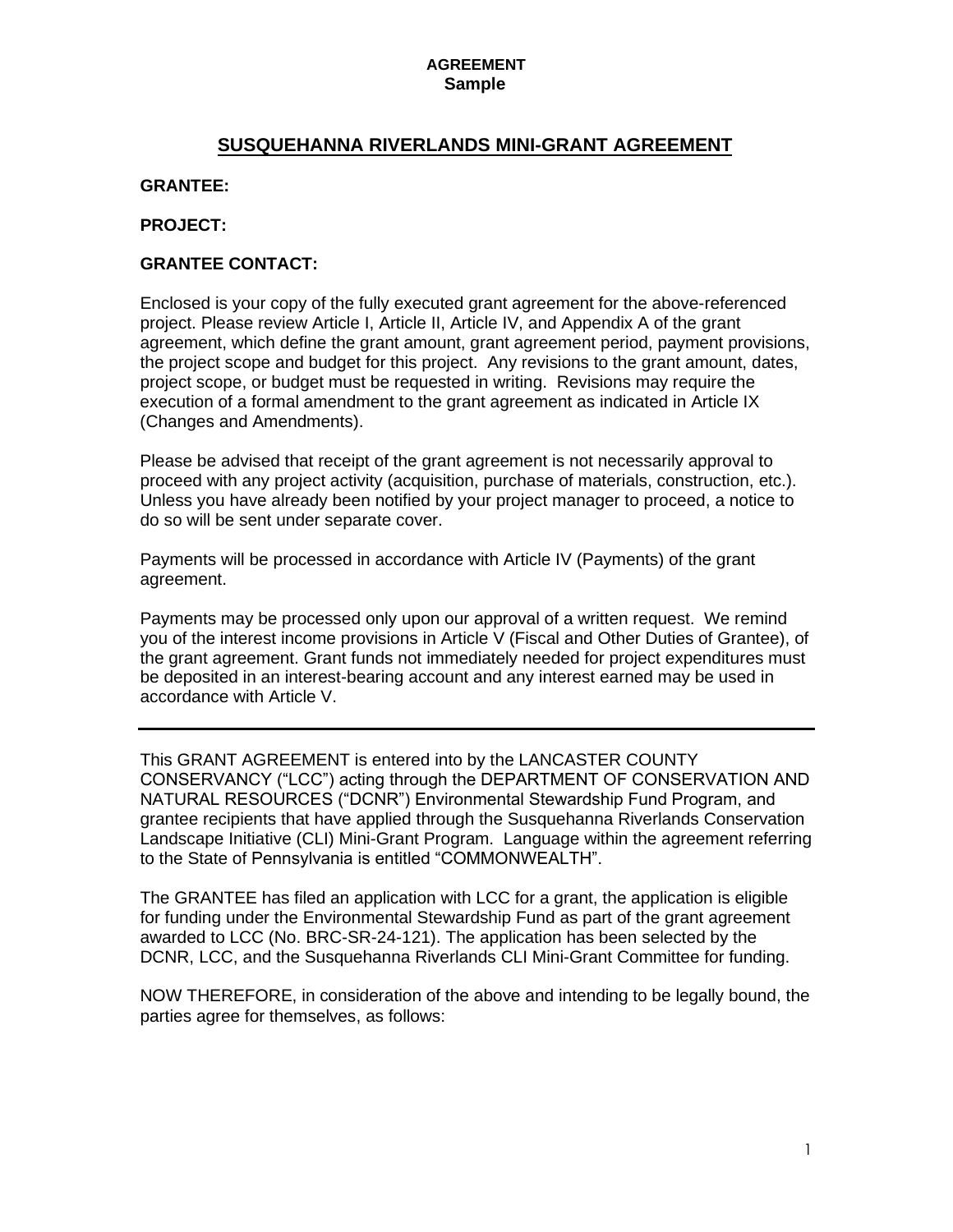**AGREEMENT**
**Sample**

# SUSQUEHANNA RIVERLANDS MINI-GRANT AGREEMENT

**GRANTEE:**

**PROJECT:**

**GRANTEE CONTACT:**

Enclosed is your copy of the fully executed grant agreement for the above-referenced project. Please review Article I, Article II, Article IV, and Appendix A of the grant agreement, which define the grant amount, grant agreement period, payment provisions, the project scope and budget for this project. Any revisions to the grant amount, dates, project scope, or budget must be requested in writing. Revisions may require the execution of a formal amendment to the grant agreement as indicated in Article IX (Changes and Amendments).

Please be advised that receipt of the grant agreement is not necessarily approval to proceed with any project activity (acquisition, purchase of materials, construction, etc.). Unless you have already been notified by your project manager to proceed, a notice to do so will be sent under separate cover.

Payments will be processed in accordance with Article IV (Payments) of the grant agreement.

Payments may be processed only upon our approval of a written request. We remind you of the interest income provisions in Article V (Fiscal and Other Duties of Grantee), of the grant agreement. Grant funds not immediately needed for project expenditures must be deposited in an interest-bearing account and any interest earned may be used in accordance with Article V.

---

This GRANT AGREEMENT is entered into by the LANCASTER COUNTY CONSERVANCY ("LCC") acting through the DEPARTMENT OF CONSERVATION AND NATURAL RESOURCES ("DCNR") Environmental Stewardship Fund Program, and grantee recipients that have applied through the Susquehanna Riverlands Conservation Landscape Initiative (CLI) Mini-Grant Program. Language within the agreement referring to the State of Pennsylvania is entitled "COMMONWEALTH".

The GRANTEE has filed an application with LCC for a grant, the application is eligible for funding under the Environmental Stewardship Fund as part of the grant agreement awarded to LCC (No. BRC-SR-24-121). The application has been selected by the DCNR, LCC, and the Susquehanna Riverlands CLI Mini-Grant Committee for funding.

NOW THEREFORE, in consideration of the above and intending to be legally bound, the parties agree for themselves, as follows: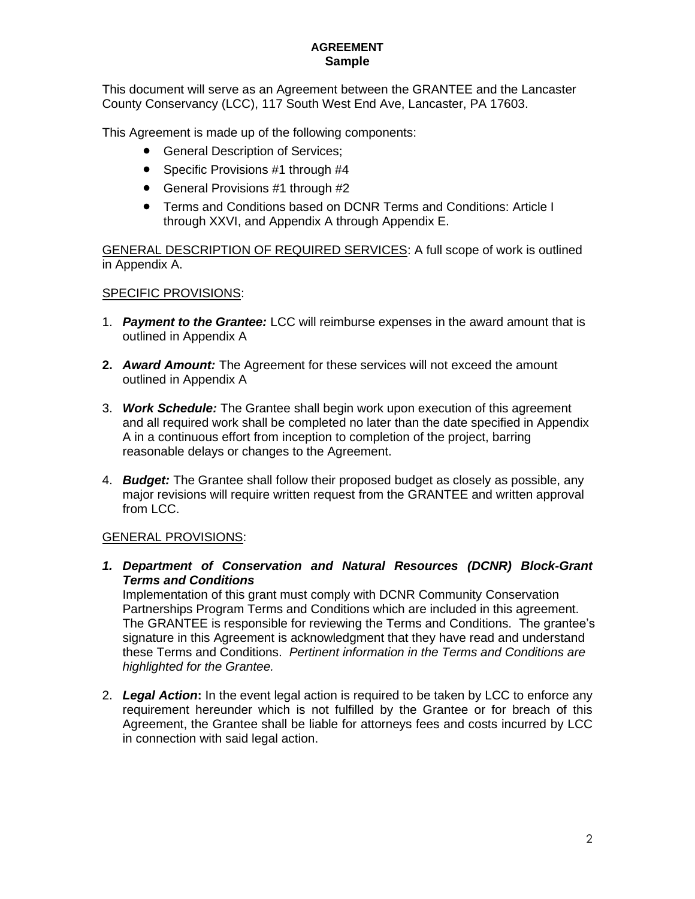**AGREEMENT**
**Sample**

This document will serve as an Agreement between the GRANTEE and the Lancaster County Conservancy (LCC), 117 South West End Ave, Lancaster, PA 17603.

This Agreement is made up of the following components:

- General Description of Services;
- Specific Provisions #1 through #4
- General Provisions #1 through #2
- Terms and Conditions based on DCNR Terms and Conditions: Article I through XXVI, and Appendix A through Appendix E.

GENERAL DESCRIPTION OF REQUIRED SERVICES: A full scope of work is outlined in Appendix A.

SPECIFIC PROVISIONS:

1. ***Payment to the Grantee:*** LCC will reimburse expenses in the award amount that is outlined in Appendix A
2. ***Award Amount:*** The Agreement for these services will not exceed the amount outlined in Appendix A
3. ***Work Schedule:*** The Grantee shall begin work upon execution of this agreement and all required work shall be completed no later than the date specified in Appendix A in a continuous effort from inception to completion of the project, barring reasonable delays or changes to the Agreement.
4. ***Budget:*** The Grantee shall follow their proposed budget as closely as possible, any major revisions will require written request from the GRANTEE and written approval from LCC.

GENERAL PROVISIONS:

1. ***Department of Conservation and Natural Resources (DCNR) Block-Grant Terms and Conditions***
   Implementation of this grant must comply with DCNR Community Conservation Partnerships Program Terms and Conditions which are included in this agreement. The GRANTEE is responsible for reviewing the Terms and Conditions. The grantee's signature in this Agreement is acknowledgment that they have read and understand these Terms and Conditions. *Pertinent information in the Terms and Conditions are highlighted for the Grantee.*
2. ***Legal Action*:** In the event legal action is required to be taken by LCC to enforce any requirement hereunder which is not fulfilled by the Grantee or for breach of this Agreement, the Grantee shall be liable for attorneys fees and costs incurred by LCC in connection with said legal action.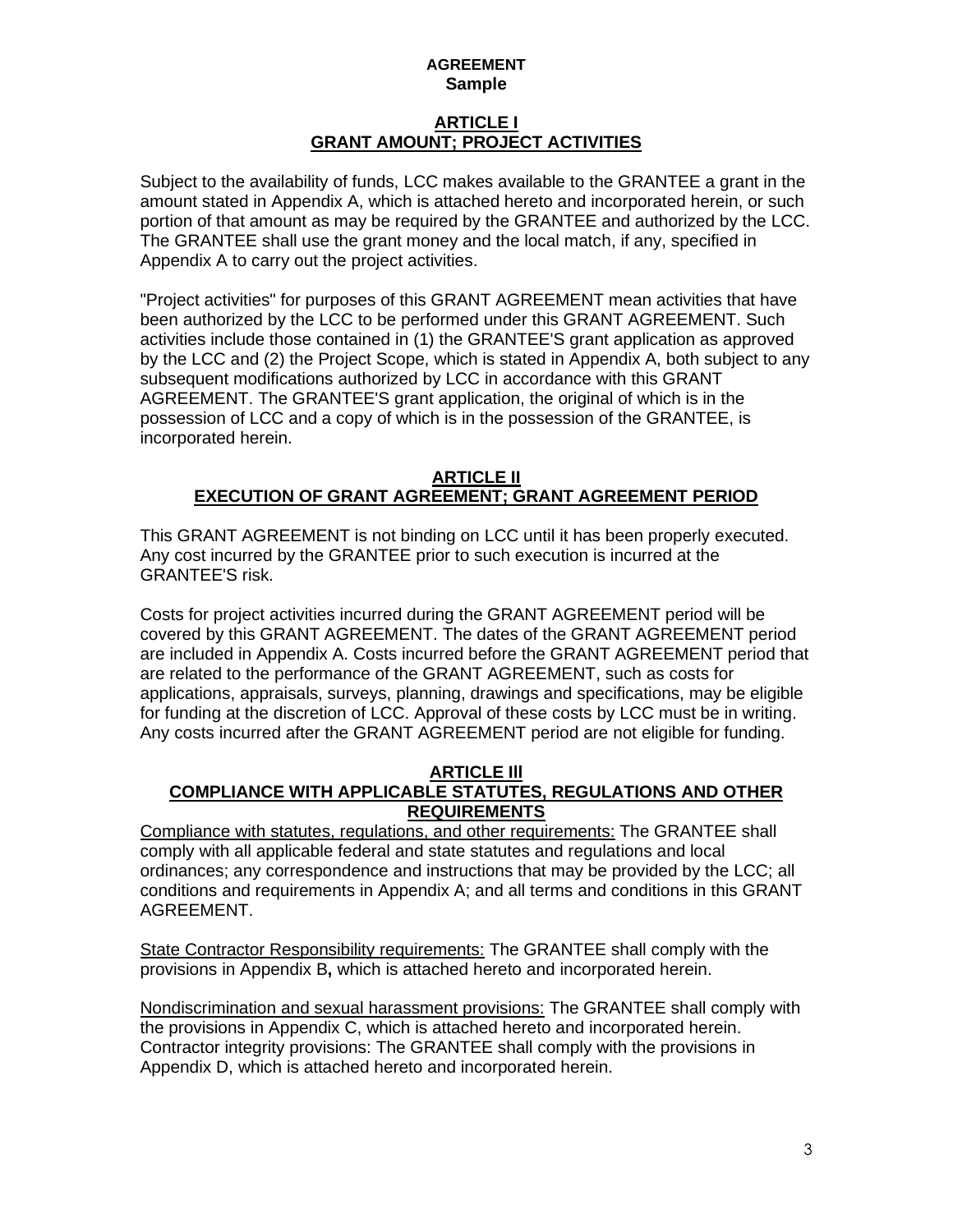**AGREEMENT**
**Sample**

## ARTICLE I
## GRANT AMOUNT; PROJECT ACTIVITIES

Subject to the availability of funds, LCC makes available to the GRANTEE a grant in the amount stated in Appendix A, which is attached hereto and incorporated herein, or such portion of that amount as may be required by the GRANTEE and authorized by the LCC. The GRANTEE shall use the grant money and the local match, if any, specified in Appendix A to carry out the project activities.

"Project activities" for purposes of this GRANT AGREEMENT mean activities that have been authorized by the LCC to be performed under this GRANT AGREEMENT. Such activities include those contained in (1) the GRANTEE'S grant application as approved by the LCC and (2) the Project Scope, which is stated in Appendix A, both subject to any subsequent modifications authorized by LCC in accordance with this GRANT AGREEMENT. The GRANTEE'S grant application, the original of which is in the possession of LCC and a copy of which is in the possession of the GRANTEE, is incorporated herein.

## ARTICLE II
## EXECUTION OF GRANT AGREEMENT; GRANT AGREEMENT PERIOD

This GRANT AGREEMENT is not binding on LCC until it has been properly executed. Any cost incurred by the GRANTEE prior to such execution is incurred at the GRANTEE'S risk.

Costs for project activities incurred during the GRANT AGREEMENT period will be covered by this GRANT AGREEMENT. The dates of the GRANT AGREEMENT period are included in Appendix A. Costs incurred before the GRANT AGREEMENT period that are related to the performance of the GRANT AGREEMENT, such as costs for applications, appraisals, surveys, planning, drawings and specifications, may be eligible for funding at the discretion of LCC. Approval of these costs by LCC must be in writing. Any costs incurred after the GRANT AGREEMENT period are not eligible for funding.

## ARTICLE III
## COMPLIANCE WITH APPLICABLE STATUTES, REGULATIONS AND OTHER REQUIREMENTS

Compliance with statutes, regulations, and other requirements: The GRANTEE shall comply with all applicable federal and state statutes and regulations and local ordinances; any correspondence and instructions that may be provided by the LCC; all conditions and requirements in Appendix A; and all terms and conditions in this GRANT AGREEMENT.

State Contractor Responsibility requirements: The GRANTEE shall comply with the provisions in Appendix B**,** which is attached hereto and incorporated herein.

Nondiscrimination and sexual harassment provisions: The GRANTEE shall comply with the provisions in Appendix C, which is attached hereto and incorporated herein. Contractor integrity provisions: The GRANTEE shall comply with the provisions in Appendix D, which is attached hereto and incorporated herein.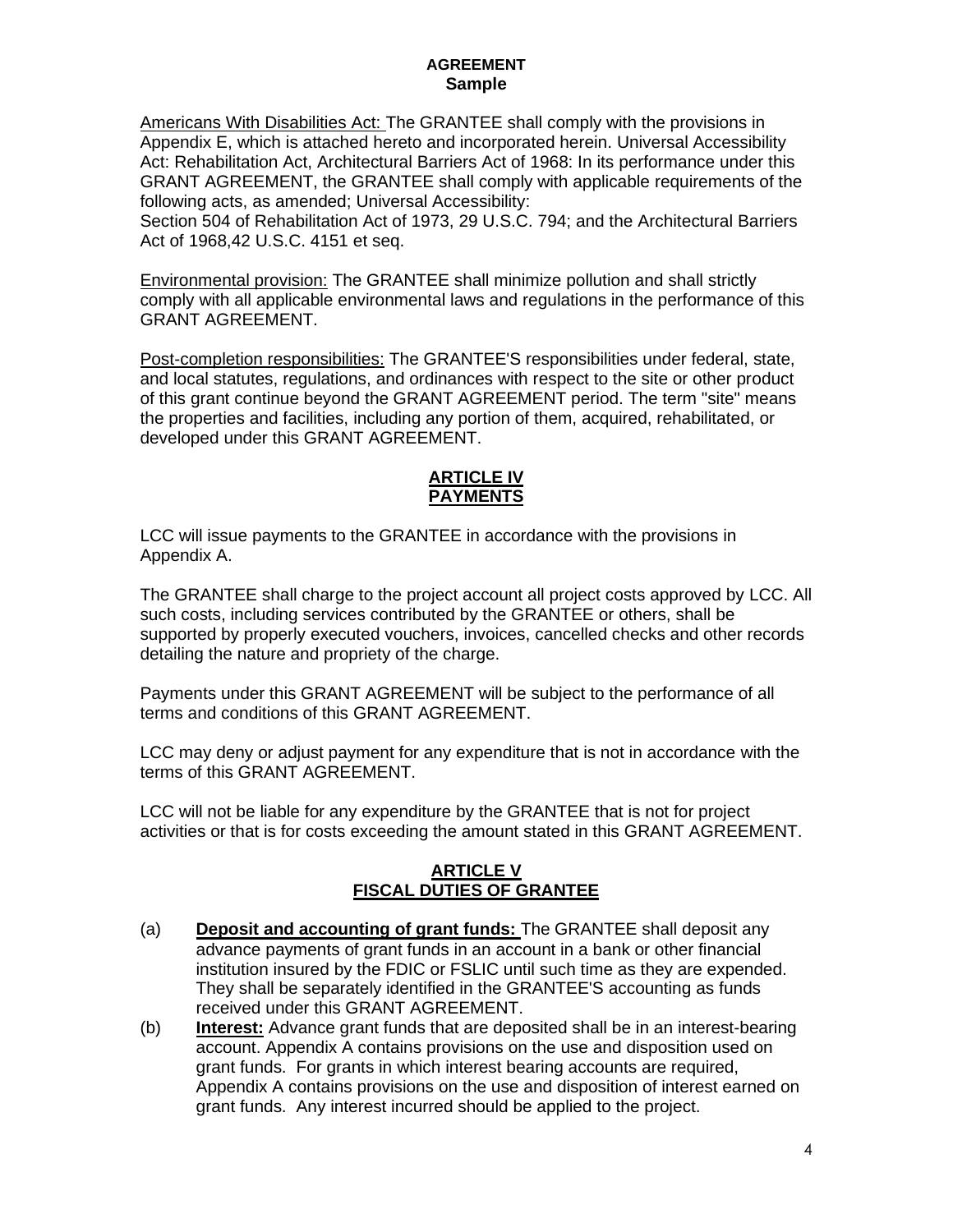**AGREEMENT**
**Sample**

Americans With Disabilities Act: The GRANTEE shall comply with the provisions in Appendix E, which is attached hereto and incorporated herein. Universal Accessibility Act: Rehabilitation Act, Architectural Barriers Act of 1968: In its performance under this GRANT AGREEMENT, the GRANTEE shall comply with applicable requirements of the following acts, as amended; Universal Accessibility:
Section 504 of Rehabilitation Act of 1973, 29 U.S.C. 794; and the Architectural Barriers Act of 1968,42 U.S.C. 4151 et seq.

Environmental provision: The GRANTEE shall minimize pollution and shall strictly comply with all applicable environmental laws and regulations in the performance of this GRANT AGREEMENT.

Post-completion responsibilities: The GRANTEE'S responsibilities under federal, state, and local statutes, regulations, and ordinances with respect to the site or other product of this grant continue beyond the GRANT AGREEMENT period. The term "site" means the properties and facilities, including any portion of them, acquired, rehabilitated, or developed under this GRANT AGREEMENT.

## ARTICLE IV
## PAYMENTS

LCC will issue payments to the GRANTEE in accordance with the provisions in Appendix A.

The GRANTEE shall charge to the project account all project costs approved by LCC. All such costs, including services contributed by the GRANTEE or others, shall be supported by properly executed vouchers, invoices, cancelled checks and other records detailing the nature and propriety of the charge.

Payments under this GRANT AGREEMENT will be subject to the performance of all terms and conditions of this GRANT AGREEMENT.

LCC may deny or adjust payment for any expenditure that is not in accordance with the terms of this GRANT AGREEMENT.

LCC will not be liable for any expenditure by the GRANTEE that is not for project activities or that is for costs exceeding the amount stated in this GRANT AGREEMENT.

## ARTICLE V
## FISCAL DUTIES OF GRANTEE

(a) **Deposit and accounting of grant funds:** The GRANTEE shall deposit any advance payments of grant funds in an account in a bank or other financial institution insured by the FDIC or FSLIC until such time as they are expended. They shall be separately identified in the GRANTEE'S accounting as funds received under this GRANT AGREEMENT.

(b) **Interest:** Advance grant funds that are deposited shall be in an interest-bearing account. Appendix A contains provisions on the use and disposition used on grant funds. For grants in which interest bearing accounts are required, Appendix A contains provisions on the use and disposition of interest earned on grant funds. Any interest incurred should be applied to the project.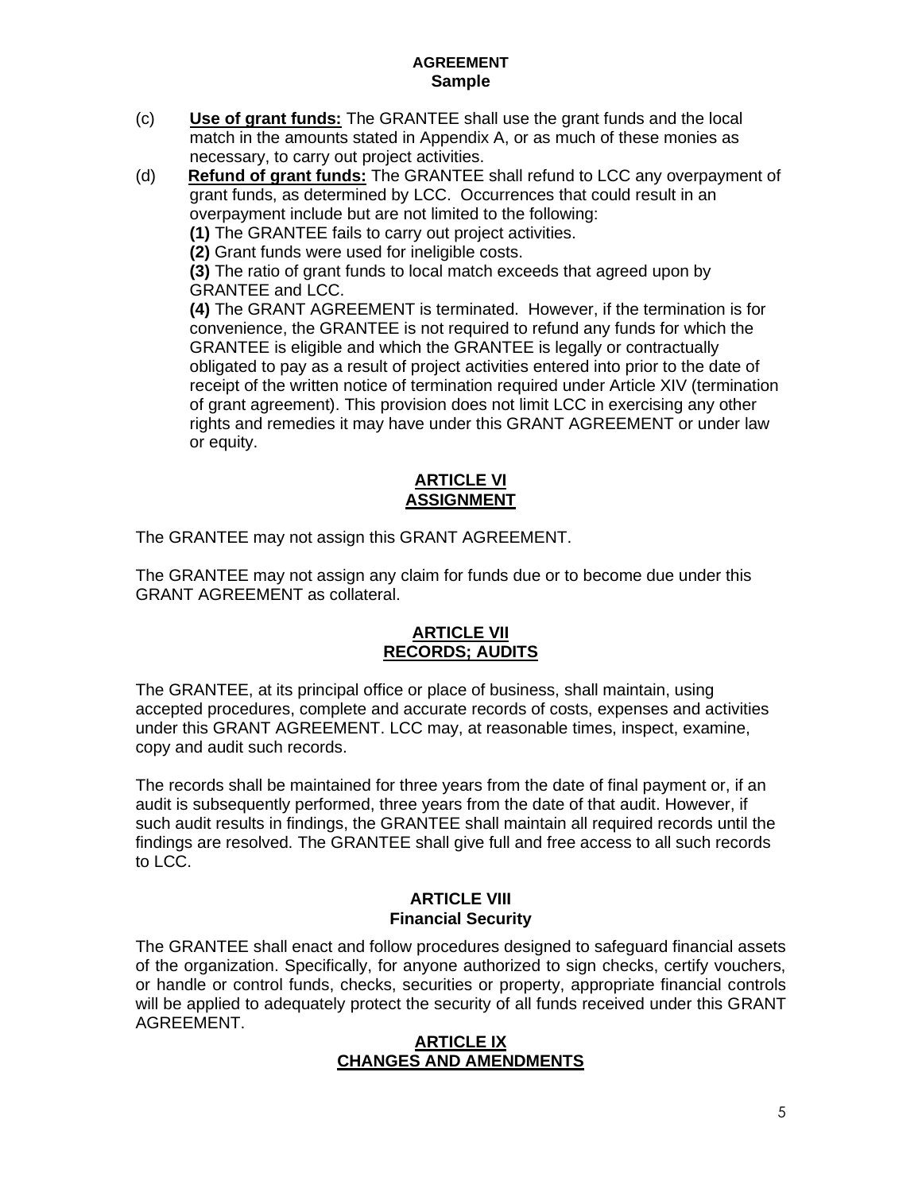(c) **Use of grant funds:** The GRANTEE shall use the grant funds and the local match in the amounts stated in Appendix A, or as much of these monies as necessary, to carry out project activities.

(d) **Refund of grant funds:** The GRANTEE shall refund to LCC any overpayment of grant funds, as determined by LCC. Occurrences that could result in an overpayment include but are not limited to the following:

**(1)** The GRANTEE fails to carry out project activities.

**(2)** Grant funds were used for ineligible costs.

**(3)** The ratio of grant funds to local match exceeds that agreed upon by GRANTEE and LCC.

**(4)** The GRANT AGREEMENT is terminated. However, if the termination is for convenience, the GRANTEE is not required to refund any funds for which the GRANTEE is eligible and which the GRANTEE is legally or contractually obligated to pay as a result of project activities entered into prior to the date of receipt of the written notice of termination required under Article XIV (termination of grant agreement). This provision does not limit LCC in exercising any other rights and remedies it may have under this GRANT AGREEMENT or under law or equity.

## ARTICLE VI
## ASSIGNMENT

The GRANTEE may not assign this GRANT AGREEMENT.

The GRANTEE may not assign any claim for funds due or to become due under this GRANT AGREEMENT as collateral.

## ARTICLE VII
## RECORDS; AUDITS

The GRANTEE, at its principal office or place of business, shall maintain, using accepted procedures, complete and accurate records of costs, expenses and activities under this GRANT AGREEMENT. LCC may, at reasonable times, inspect, examine, copy and audit such records.

The records shall be maintained for three years from the date of final payment or, if an audit is subsequently performed, three years from the date of that audit. However, if such audit results in findings, the GRANTEE shall maintain all required records until the findings are resolved. The GRANTEE shall give full and free access to all such records to LCC.

## ARTICLE VIII
## Financial Security

The GRANTEE shall enact and follow procedures designed to safeguard financial assets of the organization. Specifically, for anyone authorized to sign checks, certify vouchers, or handle or control funds, checks, securities or property, appropriate financial controls will be applied to adequately protect the security of all funds received under this GRANT AGREEMENT.

## ARTICLE IX
## CHANGES AND AMENDMENTS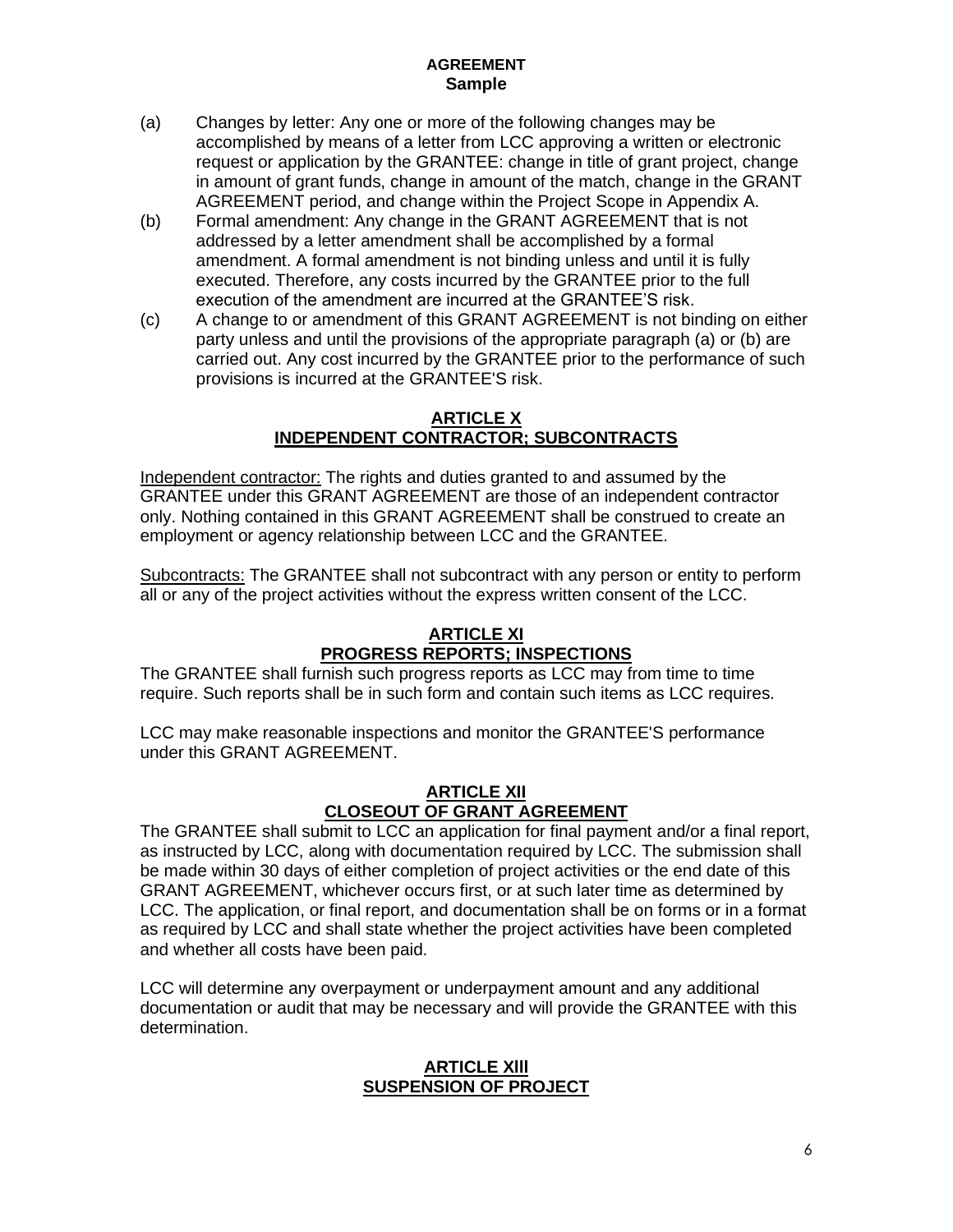(a) Changes by letter: Any one or more of the following changes may be accomplished by means of a letter from LCC approving a written or electronic request or application by the GRANTEE: change in title of grant project, change in amount of grant funds, change in amount of the match, change in the GRANT AGREEMENT period, and change within the Project Scope in Appendix A.

(b) Formal amendment: Any change in the GRANT AGREEMENT that is not addressed by a letter amendment shall be accomplished by a formal amendment. A formal amendment is not binding unless and until it is fully executed. Therefore, any costs incurred by the GRANTEE prior to the full execution of the amendment are incurred at the GRANTEE'S risk.

(c) A change to or amendment of this GRANT AGREEMENT is not binding on either party unless and until the provisions of the appropriate paragraph (a) or (b) are carried out. Any cost incurred by the GRANTEE prior to the performance of such provisions is incurred at the GRANTEE'S risk.

## ARTICLE X
## INDEPENDENT CONTRACTOR; SUBCONTRACTS

Independent contractor: The rights and duties granted to and assumed by the GRANTEE under this GRANT AGREEMENT are those of an independent contractor only. Nothing contained in this GRANT AGREEMENT shall be construed to create an employment or agency relationship between LCC and the GRANTEE.

Subcontracts: The GRANTEE shall not subcontract with any person or entity to perform all or any of the project activities without the express written consent of the LCC.

## ARTICLE XI
## PROGRESS REPORTS; INSPECTIONS

The GRANTEE shall furnish such progress reports as LCC may from time to time require. Such reports shall be in such form and contain such items as LCC requires.

LCC may make reasonable inspections and monitor the GRANTEE'S performance under this GRANT AGREEMENT.

## ARTICLE XII
## CLOSEOUT OF GRANT AGREEMENT

The GRANTEE shall submit to LCC an application for final payment and/or a final report, as instructed by LCC, along with documentation required by LCC. The submission shall be made within 30 days of either completion of project activities or the end date of this GRANT AGREEMENT, whichever occurs first, or at such later time as determined by LCC. The application, or final report, and documentation shall be on forms or in a format as required by LCC and shall state whether the project activities have been completed and whether all costs have been paid.

LCC will determine any overpayment or underpayment amount and any additional documentation or audit that may be necessary and will provide the GRANTEE with this determination.

## ARTICLE XIII
## SUSPENSION OF PROJECT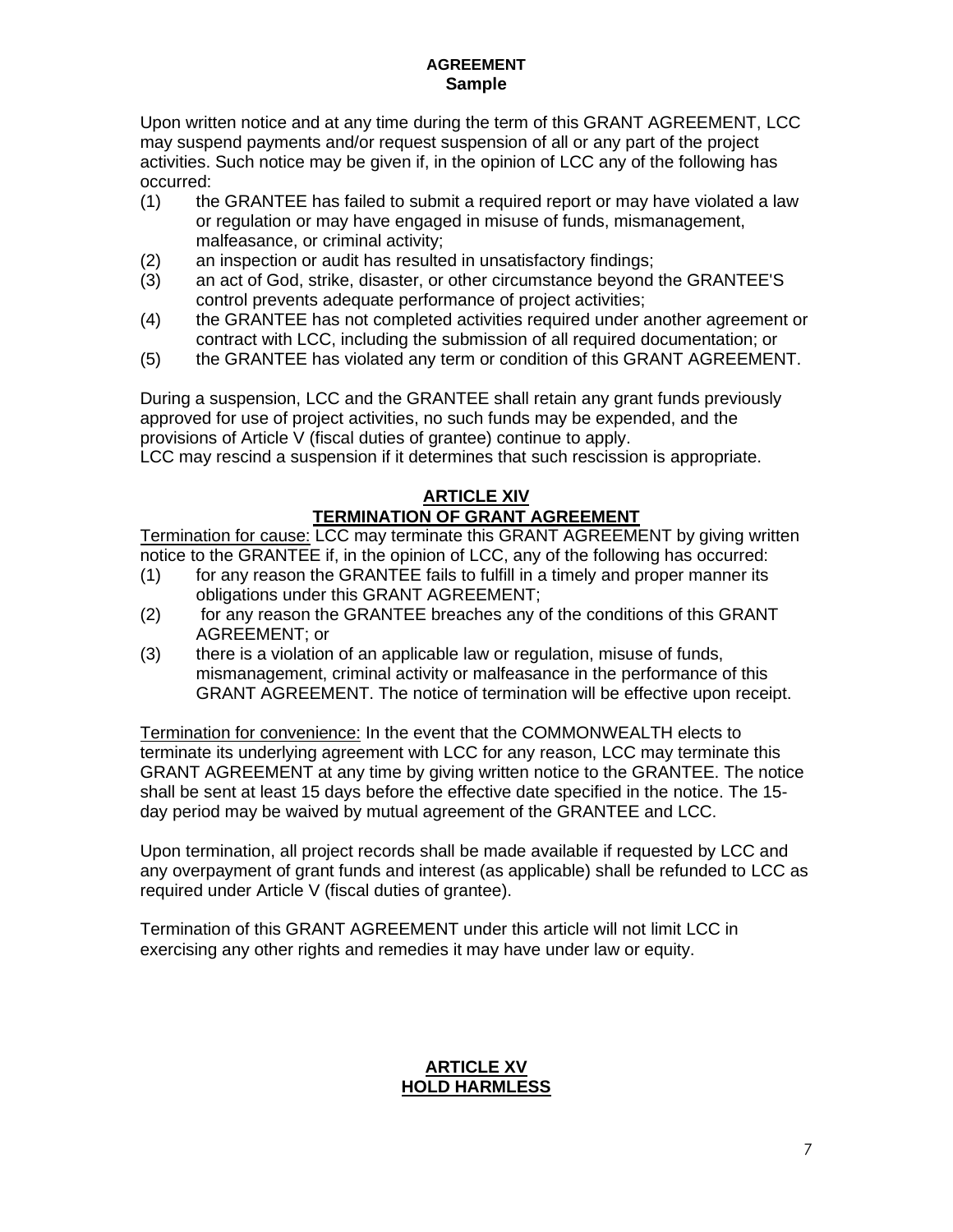**AGREEMENT**
**Sample**

Upon written notice and at any time during the term of this GRANT AGREEMENT, LCC may suspend payments and/or request suspension of all or any part of the project activities. Such notice may be given if, in the opinion of LCC any of the following has occurred:

(1) the GRANTEE has failed to submit a required report or may have violated a law or regulation or may have engaged in misuse of funds, mismanagement, malfeasance, or criminal activity;
(2) an inspection or audit has resulted in unsatisfactory findings;
(3) an act of God, strike, disaster, or other circumstance beyond the GRANTEE'S control prevents adequate performance of project activities;
(4) the GRANTEE has not completed activities required under another agreement or contract with LCC, including the submission of all required documentation; or
(5) the GRANTEE has violated any term or condition of this GRANT AGREEMENT.

During a suspension, LCC and the GRANTEE shall retain any grant funds previously approved for use of project activities, no such funds may be expended, and the provisions of Article V (fiscal duties of grantee) continue to apply.
LCC may rescind a suspension if it determines that such rescission is appropriate.

## ARTICLE XIV
## TERMINATION OF GRANT AGREEMENT

Termination for cause: LCC may terminate this GRANT AGREEMENT by giving written notice to the GRANTEE if, in the opinion of LCC, any of the following has occurred:

(1) for any reason the GRANTEE fails to fulfill in a timely and proper manner its obligations under this GRANT AGREEMENT;
(2) for any reason the GRANTEE breaches any of the conditions of this GRANT AGREEMENT; or
(3) there is a violation of an applicable law or regulation, misuse of funds, mismanagement, criminal activity or malfeasance in the performance of this GRANT AGREEMENT. The notice of termination will be effective upon receipt.

Termination for convenience: In the event that the COMMONWEALTH elects to terminate its underlying agreement with LCC for any reason, LCC may terminate this GRANT AGREEMENT at any time by giving written notice to the GRANTEE. The notice shall be sent at least 15 days before the effective date specified in the notice. The 15-day period may be waived by mutual agreement of the GRANTEE and LCC.

Upon termination, all project records shall be made available if requested by LCC and any overpayment of grant funds and interest (as applicable) shall be refunded to LCC as required under Article V (fiscal duties of grantee).

Termination of this GRANT AGREEMENT under this article will not limit LCC in exercising any other rights and remedies it may have under law or equity.

## ARTICLE XV
## HOLD HARMLESS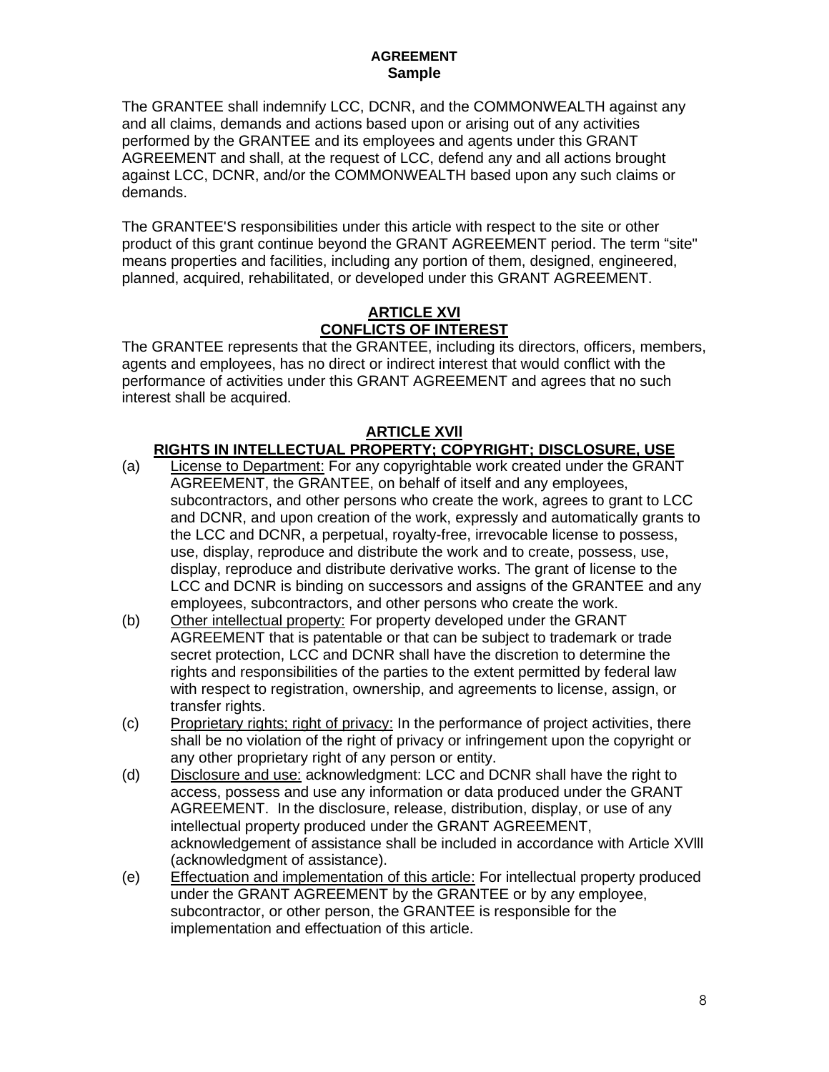**AGREEMENT**
**Sample**

The GRANTEE shall indemnify LCC, DCNR, and the COMMONWEALTH against any and all claims, demands and actions based upon or arising out of any activities performed by the GRANTEE and its employees and agents under this GRANT AGREEMENT and shall, at the request of LCC, defend any and all actions brought against LCC, DCNR, and/or the COMMONWEALTH based upon any such claims or demands.

The GRANTEE'S responsibilities under this article with respect to the site or other product of this grant continue beyond the GRANT AGREEMENT period. The term "site" means properties and facilities, including any portion of them, designed, engineered, planned, acquired, rehabilitated, or developed under this GRANT AGREEMENT.

## ARTICLE XVI
## CONFLICTS OF INTEREST

The GRANTEE represents that the GRANTEE, including its directors, officers, members, agents and employees, has no direct or indirect interest that would conflict with the performance of activities under this GRANT AGREEMENT and agrees that no such interest shall be acquired.

## ARTICLE XVIl
## RIGHTS IN INTELLECTUAL PROPERTY; COPYRIGHT; DISCLOSURE, USE

(a) License to Department: For any copyrightable work created under the GRANT AGREEMENT, the GRANTEE, on behalf of itself and any employees, subcontractors, and other persons who create the work, agrees to grant to LCC and DCNR, and upon creation of the work, expressly and automatically grants to the LCC and DCNR, a perpetual, royalty-free, irrevocable license to possess, use, display, reproduce and distribute the work and to create, possess, use, display, reproduce and distribute derivative works. The grant of license to the LCC and DCNR is binding on successors and assigns of the GRANTEE and any employees, subcontractors, and other persons who create the work.

(b) Other intellectual property: For property developed under the GRANT AGREEMENT that is patentable or that can be subject to trademark or trade secret protection, LCC and DCNR shall have the discretion to determine the rights and responsibilities of the parties to the extent permitted by federal law with respect to registration, ownership, and agreements to license, assign, or transfer rights.

(c) Proprietary rights; right of privacy: In the performance of project activities, there shall be no violation of the right of privacy or infringement upon the copyright or any other proprietary right of any person or entity.

(d) Disclosure and use: acknowledgment: LCC and DCNR shall have the right to access, possess and use any information or data produced under the GRANT AGREEMENT. In the disclosure, release, distribution, display, or use of any intellectual property produced under the GRANT AGREEMENT, acknowledgement of assistance shall be included in accordance with Article XVlll (acknowledgment of assistance).

(e) Effectuation and implementation of this article: For intellectual property produced under the GRANT AGREEMENT by the GRANTEE or by any employee, subcontractor, or other person, the GRANTEE is responsible for the implementation and effectuation of this article.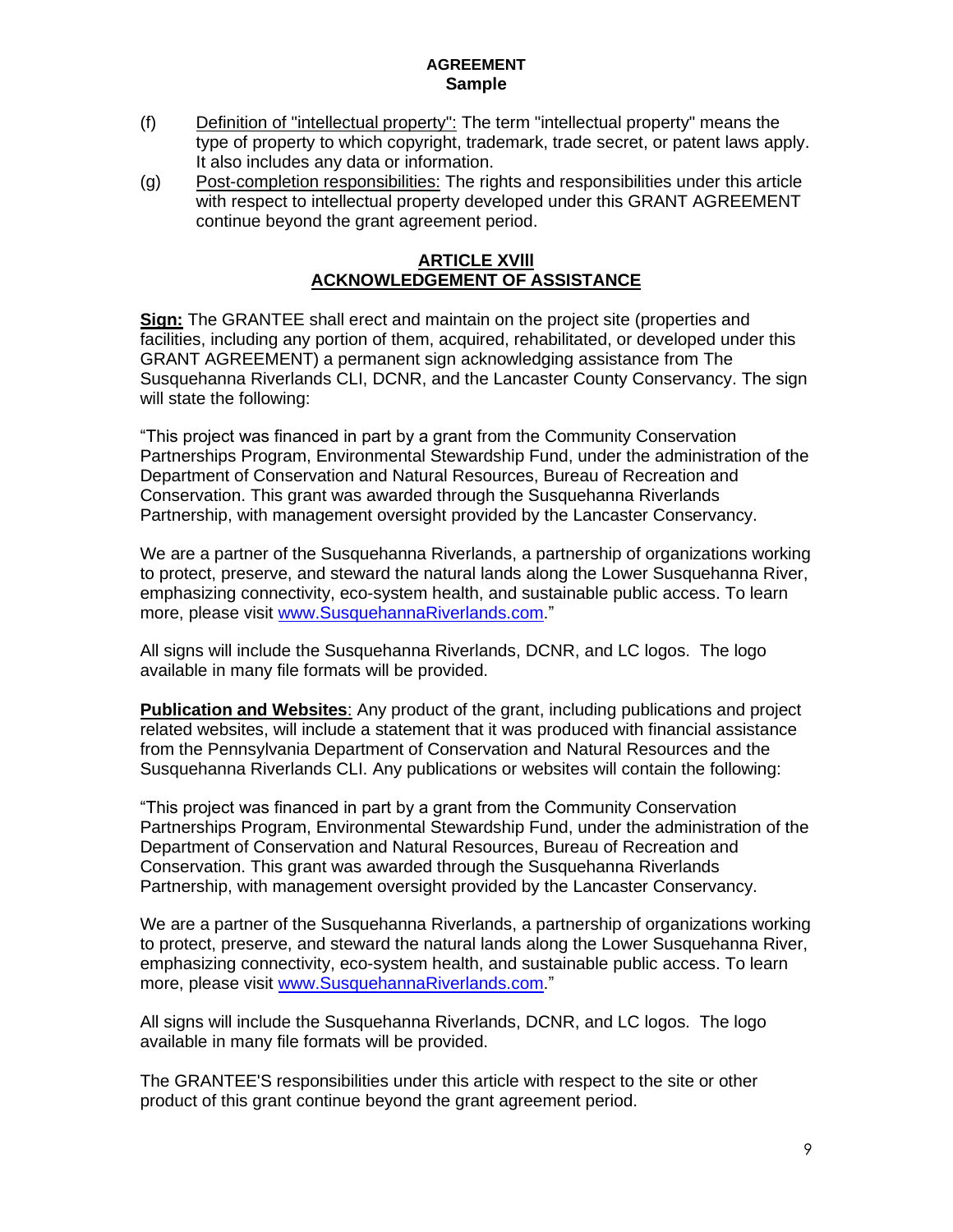(f) Definition of "intellectual property": The term "intellectual property" means the type of property to which copyright, trademark, trade secret, or patent laws apply. It also includes any data or information.

(g) Post-completion responsibilities: The rights and responsibilities under this article with respect to intellectual property developed under this GRANT AGREEMENT continue beyond the grant agreement period.

## ARTICLE XVIII
## ACKNOWLEDGEMENT OF ASSISTANCE

**Sign:** The GRANTEE shall erect and maintain on the project site (properties and facilities, including any portion of them, acquired, rehabilitated, or developed under this GRANT AGREEMENT) a permanent sign acknowledging assistance from The Susquehanna Riverlands CLI, DCNR, and the Lancaster County Conservancy. The sign will state the following:

"This project was financed in part by a grant from the Community Conservation Partnerships Program, Environmental Stewardship Fund, under the administration of the Department of Conservation and Natural Resources, Bureau of Recreation and Conservation. This grant was awarded through the Susquehanna Riverlands Partnership, with management oversight provided by the Lancaster Conservancy.

We are a partner of the Susquehanna Riverlands, a partnership of organizations working to protect, preserve, and steward the natural lands along the Lower Susquehanna River, emphasizing connectivity, eco-system health, and sustainable public access. To learn more, please visit www.SusquehannaRiverlands.com."

All signs will include the Susquehanna Riverlands, DCNR, and LC logos. The logo available in many file formats will be provided.

**Publication and Websites**: Any product of the grant, including publications and project related websites, will include a statement that it was produced with financial assistance from the Pennsylvania Department of Conservation and Natural Resources and the Susquehanna Riverlands CLI. Any publications or websites will contain the following:

"This project was financed in part by a grant from the Community Conservation Partnerships Program, Environmental Stewardship Fund, under the administration of the Department of Conservation and Natural Resources, Bureau of Recreation and Conservation. This grant was awarded through the Susquehanna Riverlands Partnership, with management oversight provided by the Lancaster Conservancy.

We are a partner of the Susquehanna Riverlands, a partnership of organizations working to protect, preserve, and steward the natural lands along the Lower Susquehanna River, emphasizing connectivity, eco-system health, and sustainable public access. To learn more, please visit www.SusquehannaRiverlands.com."

All signs will include the Susquehanna Riverlands, DCNR, and LC logos. The logo available in many file formats will be provided.

The GRANTEE'S responsibilities under this article with respect to the site or other product of this grant continue beyond the grant agreement period.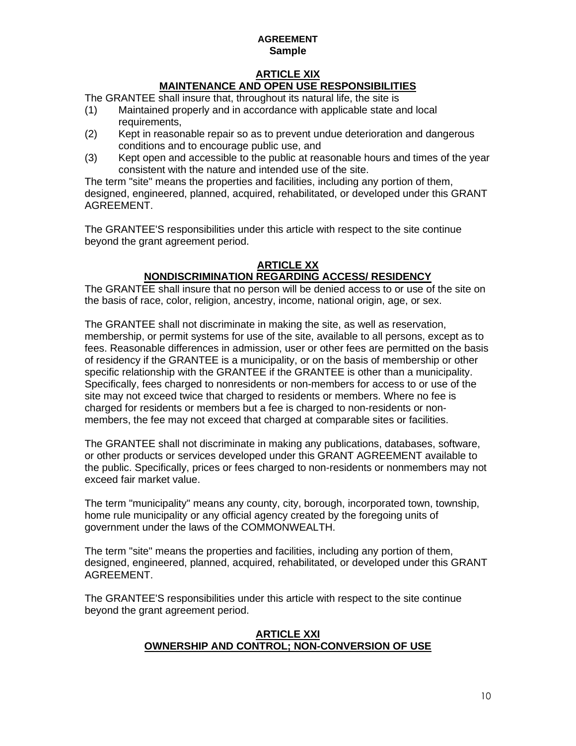**AGREEMENT**
**Sample**

## ARTICLE XIX
## MAINTENANCE AND OPEN USE RESPONSIBILITIES

The GRANTEE shall insure that, throughout its natural life, the site is

(1) Maintained properly and in accordance with applicable state and local requirements,
(2) Kept in reasonable repair so as to prevent undue deterioration and dangerous conditions and to encourage public use, and
(3) Kept open and accessible to the public at reasonable hours and times of the year consistent with the nature and intended use of the site.

The term "site" means the properties and facilities, including any portion of them, designed, engineered, planned, acquired, rehabilitated, or developed under this GRANT AGREEMENT.

The GRANTEE'S responsibilities under this article with respect to the site continue beyond the grant agreement period.

## ARTICLE XX
## NONDISCRIMINATION REGARDING ACCESS/ RESIDENCY

The GRANTEE shall insure that no person will be denied access to or use of the site on the basis of race, color, religion, ancestry, income, national origin, age, or sex.

The GRANTEE shall not discriminate in making the site, as well as reservation, membership, or permit systems for use of the site, available to all persons, except as to fees. Reasonable differences in admission, user or other fees are permitted on the basis of residency if the GRANTEE is a municipality, or on the basis of membership or other specific relationship with the GRANTEE if the GRANTEE is other than a municipality. Specifically, fees charged to nonresidents or non-members for access to or use of the site may not exceed twice that charged to residents or members. Where no fee is charged for residents or members but a fee is charged to non-residents or non-members, the fee may not exceed that charged at comparable sites or facilities.

The GRANTEE shall not discriminate in making any publications, databases, software, or other products or services developed under this GRANT AGREEMENT available to the public. Specifically, prices or fees charged to non-residents or nonmembers may not exceed fair market value.

The term "municipality" means any county, city, borough, incorporated town, township, home rule municipality or any official agency created by the foregoing units of government under the laws of the COMMONWEALTH.

The term "site" means the properties and facilities, including any portion of them, designed, engineered, planned, acquired, rehabilitated, or developed under this GRANT AGREEMENT.

The GRANTEE'S responsibilities under this article with respect to the site continue beyond the grant agreement period.

## ARTICLE XXI
## OWNERSHIP AND CONTROL; NON-CONVERSION OF USE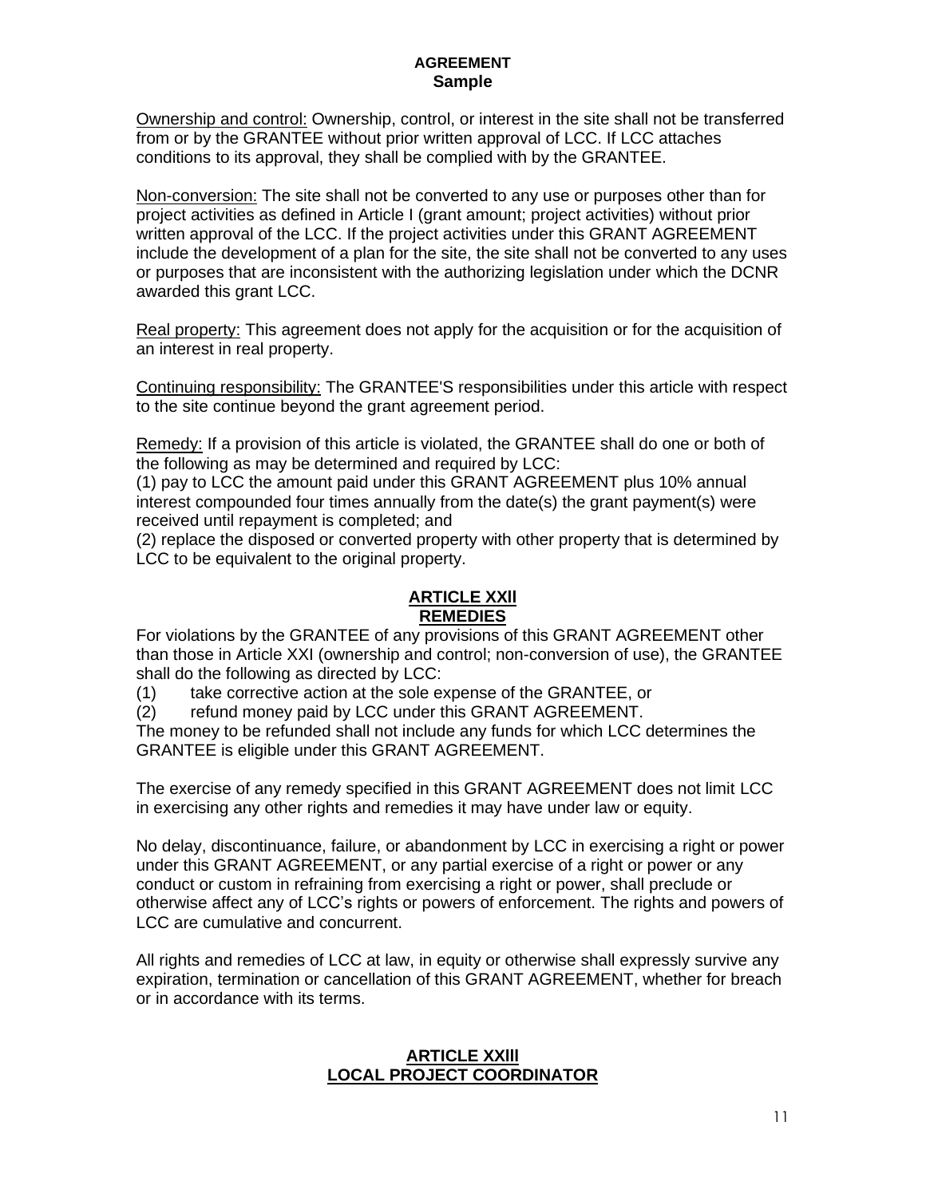Ownership and control: Ownership, control, or interest in the site shall not be transferred from or by the GRANTEE without prior written approval of LCC. If LCC attaches conditions to its approval, they shall be complied with by the GRANTEE.

Non-conversion: The site shall not be converted to any use or purposes other than for project activities as defined in Article I (grant amount; project activities) without prior written approval of the LCC. If the project activities under this GRANT AGREEMENT include the development of a plan for the site, the site shall not be converted to any uses or purposes that are inconsistent with the authorizing legislation under which the DCNR awarded this grant LCC.

Real property: This agreement does not apply for the acquisition or for the acquisition of an interest in real property.

Continuing responsibility: The GRANTEE'S responsibilities under this article with respect to the site continue beyond the grant agreement period.

Remedy: If a provision of this article is violated, the GRANTEE shall do one or both of the following as may be determined and required by LCC:
(1) pay to LCC the amount paid under this GRANT AGREEMENT plus 10% annual interest compounded four times annually from the date(s) the grant payment(s) were received until repayment is completed; and
(2) replace the disposed or converted property with other property that is determined by LCC to be equivalent to the original property.

## ARTICLE XXII
## REMEDIES

For violations by the GRANTEE of any provisions of this GRANT AGREEMENT other than those in Article XXI (ownership and control; non-conversion of use), the GRANTEE shall do the following as directed by LCC:
(1) take corrective action at the sole expense of the GRANTEE, or
(2) refund money paid by LCC under this GRANT AGREEMENT.
The money to be refunded shall not include any funds for which LCC determines the GRANTEE is eligible under this GRANT AGREEMENT.

The exercise of any remedy specified in this GRANT AGREEMENT does not limit LCC in exercising any other rights and remedies it may have under law or equity.

No delay, discontinuance, failure, or abandonment by LCC in exercising a right or power under this GRANT AGREEMENT, or any partial exercise of a right or power or any conduct or custom in refraining from exercising a right or power, shall preclude or otherwise affect any of LCC's rights or powers of enforcement. The rights and powers of LCC are cumulative and concurrent.

All rights and remedies of LCC at law, in equity or otherwise shall expressly survive any expiration, termination or cancellation of this GRANT AGREEMENT, whether for breach or in accordance with its terms.

## ARTICLE XXIII
## LOCAL PROJECT COORDINATOR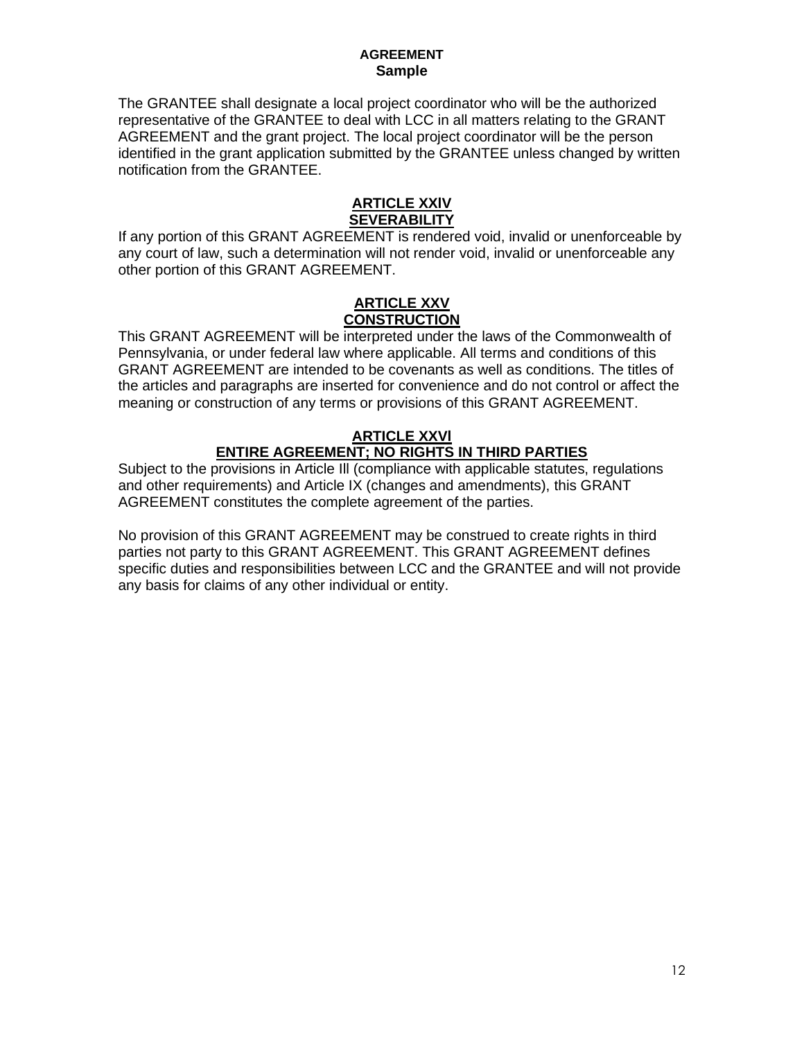**AGREEMENT**
**Sample**

The GRANTEE shall designate a local project coordinator who will be the authorized representative of the GRANTEE to deal with LCC in all matters relating to the GRANT AGREEMENT and the grant project. The local project coordinator will be the person identified in the grant application submitted by the GRANTEE unless changed by written notification from the GRANTEE.

## ARTICLE XXIV
## SEVERABILITY

If any portion of this GRANT AGREEMENT is rendered void, invalid or unenforceable by any court of law, such a determination will not render void, invalid or unenforceable any other portion of this GRANT AGREEMENT.

## ARTICLE XXV
## CONSTRUCTION

This GRANT AGREEMENT will be interpreted under the laws of the Commonwealth of Pennsylvania, or under federal law where applicable. All terms and conditions of this GRANT AGREEMENT are intended to be covenants as well as conditions. The titles of the articles and paragraphs are inserted for convenience and do not control or affect the meaning or construction of any terms or provisions of this GRANT AGREEMENT.

## ARTICLE XXVI
## ENTIRE AGREEMENT; NO RIGHTS IN THIRD PARTIES

Subject to the provisions in Article Ill (compliance with applicable statutes, regulations and other requirements) and Article IX (changes and amendments), this GRANT AGREEMENT constitutes the complete agreement of the parties.

No provision of this GRANT AGREEMENT may be construed to create rights in third parties not party to this GRANT AGREEMENT. This GRANT AGREEMENT defines specific duties and responsibilities between LCC and the GRANTEE and will not provide any basis for claims of any other individual or entity.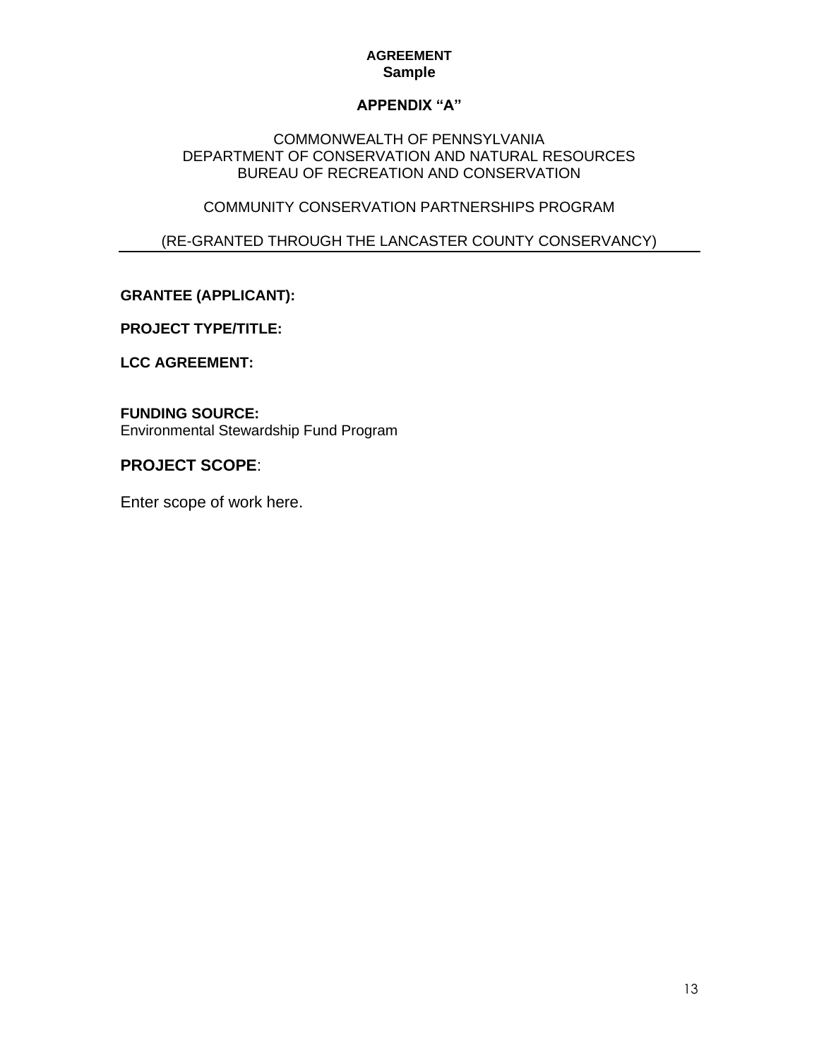**AGREEMENT**
**Sample**

## APPENDIX "A"

COMMONWEALTH OF PENNSYLVANIA
DEPARTMENT OF CONSERVATION AND NATURAL RESOURCES
BUREAU OF RECREATION AND CONSERVATION

COMMUNITY CONSERVATION PARTNERSHIPS PROGRAM

(RE-GRANTED THROUGH THE LANCASTER COUNTY CONSERVANCY)

---

**GRANTEE (APPLICANT):**

**PROJECT TYPE/TITLE:**

**LCC AGREEMENT:**

**FUNDING SOURCE:**
Environmental Stewardship Fund Program

**PROJECT SCOPE**:

Enter scope of work here.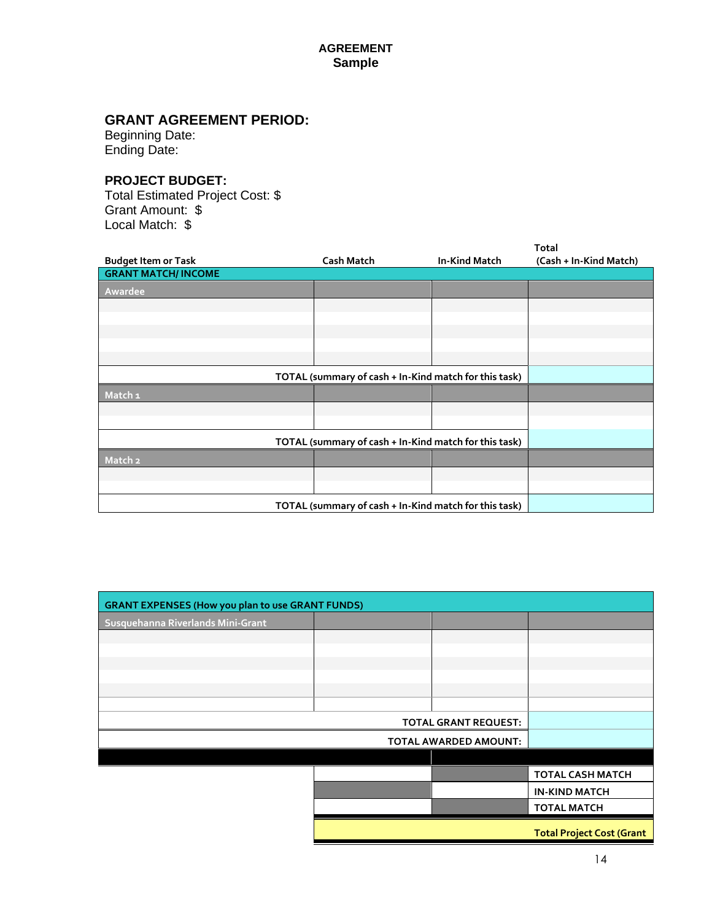**AGREEMENT**
**Sample**

## GRANT AGREEMENT PERIOD:

Beginning Date:
Ending Date:

### PROJECT BUDGET:

Total Estimated Project Cost: $
Grant Amount: $
Local Match: $

| Budget Item or Task | Cash Match | In-Kind Match | Total (Cash + In-Kind Match) |
|---|---|---|---|
| **GRANT MATCH/ INCOME** | | | |
| Awardee | | | |
| | | | |
| | | | |
| | | | |
| | | | |
| | | | |
| **TOTAL (summary of cash + In-Kind match for this task)** | | | |
| Match 1 | | | |
| | | | |
| | | | |
| **TOTAL (summary of cash + In-Kind match for this task)** | | | |
| Match 2 | | | |
| | | | |
| | | | |
| **TOTAL (summary of cash + In-Kind match for this task)** | | | |

| **GRANT EXPENSES (How you plan to use GRANT FUNDS)** | | | |
|---|---|---|---|
| Susquehanna Riverlands Mini-Grant | | | |
| | | | |
| | | | |
| | | | |
| | | | |
| | | | |
| | | | |
| **TOTAL GRANT REQUEST:** | | | |
| **TOTAL AWARDED AMOUNT:** | | | |
| | | | |
| | | | **TOTAL CASH MATCH** |
| | | | **IN-KIND MATCH** |
| | | | **TOTAL MATCH** |
| | | | **Total Project Cost (Grant** |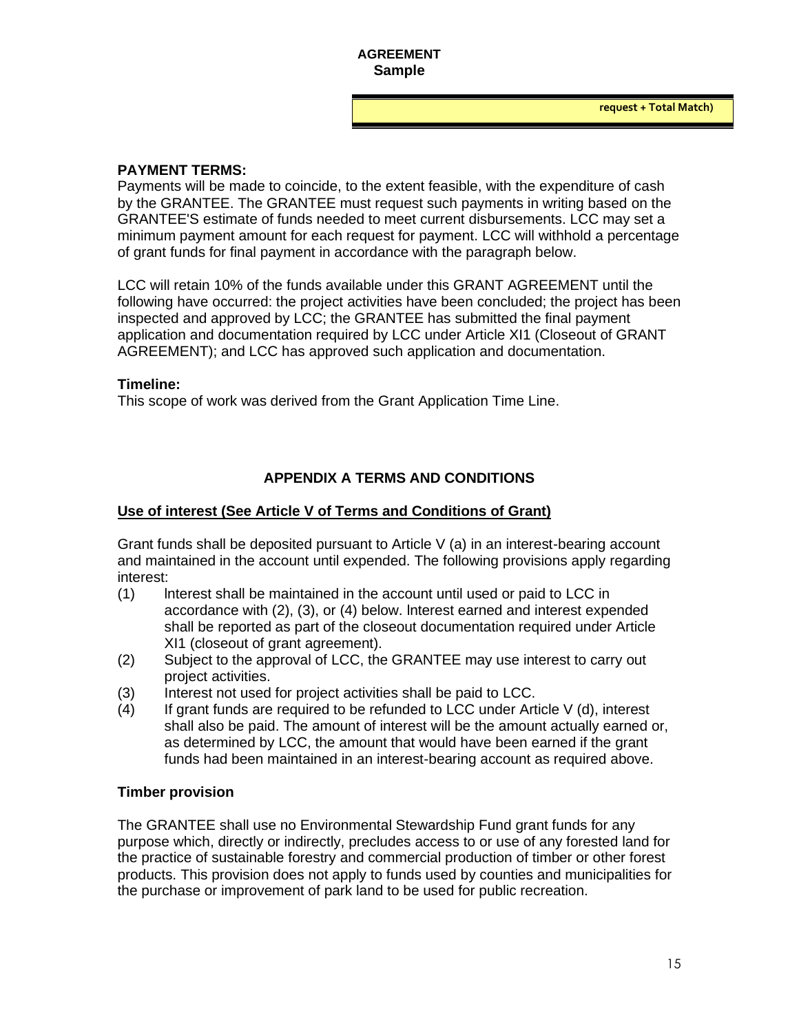**AGREEMENT**
**Sample**

**request + Total Match)**

### PAYMENT TERMS:

Payments will be made to coincide, to the extent feasible, with the expenditure of cash by the GRANTEE. The GRANTEE must request such payments in writing based on the GRANTEE'S estimate of funds needed to meet current disbursements. LCC may set a minimum payment amount for each request for payment. LCC will withhold a percentage of grant funds for final payment in accordance with the paragraph below.

LCC will retain 10% of the funds available under this GRANT AGREEMENT until the following have occurred: the project activities have been concluded; the project has been inspected and approved by LCC; the GRANTEE has submitted the final payment application and documentation required by LCC under Article XI1 (Closeout of GRANT AGREEMENT); and LCC has approved such application and documentation.

### Timeline:

This scope of work was derived from the Grant Application Time Line.

## APPENDIX A TERMS AND CONDITIONS

**Use of interest (See Article V of Terms and Conditions of Grant)**

Grant funds shall be deposited pursuant to Article V (a) in an interest-bearing account and maintained in the account until expended. The following provisions apply regarding interest:

(1) lnterest shall be maintained in the account until used or paid to LCC in accordance with (2), (3), or (4) below. lnterest earned and interest expended shall be reported as part of the closeout documentation required under Article XI1 (closeout of grant agreement).

(2) Subject to the approval of LCC, the GRANTEE may use interest to carry out project activities.

(3) Interest not used for project activities shall be paid to LCC.

(4) If grant funds are required to be refunded to LCC under Article V (d), interest shall also be paid. The amount of interest will be the amount actually earned or, as determined by LCC, the amount that would have been earned if the grant funds had been maintained in an interest-bearing account as required above.

### Timber provision

The GRANTEE shall use no Environmental Stewardship Fund grant funds for any purpose which, directly or indirectly, precludes access to or use of any forested land for the practice of sustainable forestry and commercial production of timber or other forest products. This provision does not apply to funds used by counties and municipalities for the purchase or improvement of park land to be used for public recreation.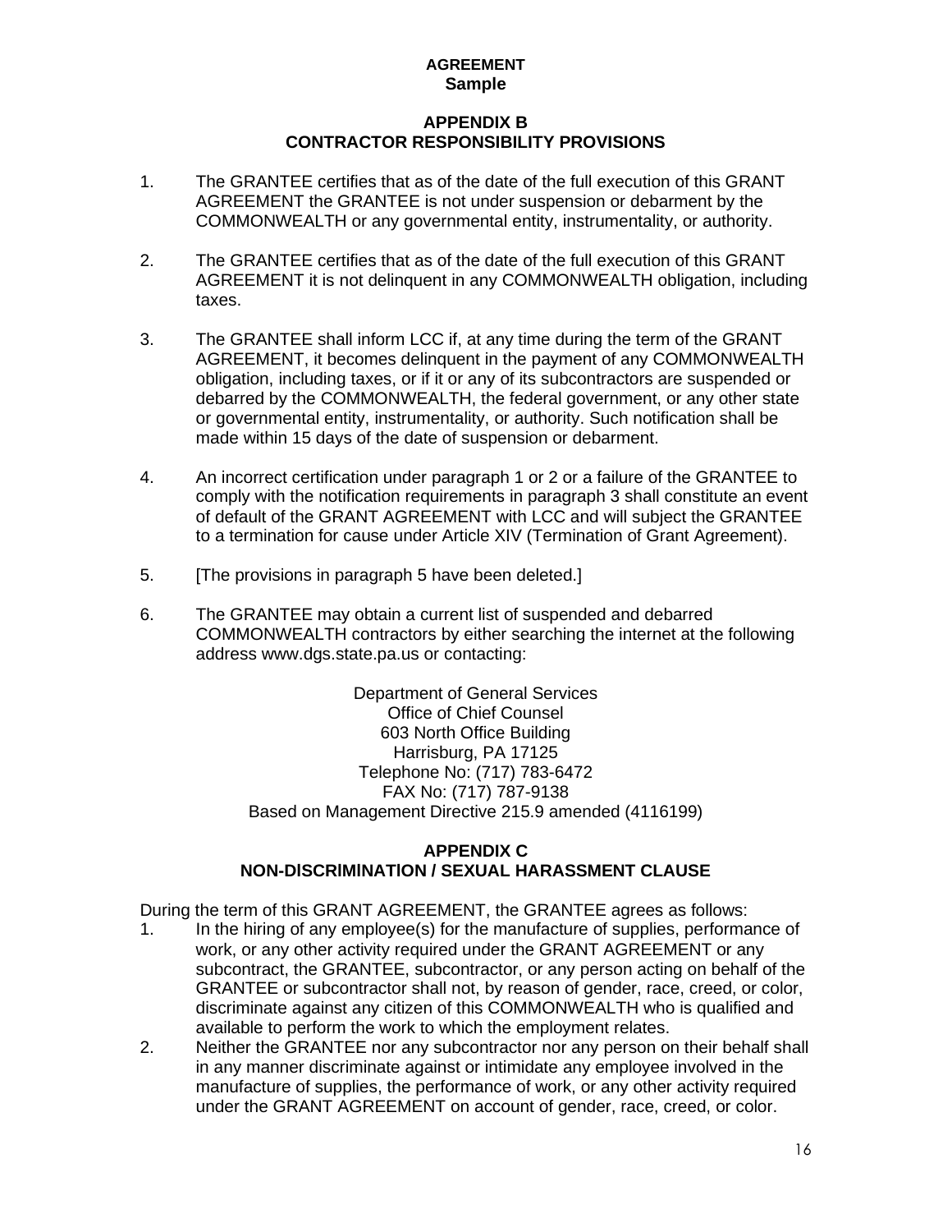**AGREEMENT**
**Sample**

## APPENDIX B
## CONTRACTOR RESPONSIBILITY PROVISIONS

1. The GRANTEE certifies that as of the date of the full execution of this GRANT AGREEMENT the GRANTEE is not under suspension or debarment by the COMMONWEALTH or any governmental entity, instrumentality, or authority.

2. The GRANTEE certifies that as of the date of the full execution of this GRANT AGREEMENT it is not delinquent in any COMMONWEALTH obligation, including taxes.

3. The GRANTEE shall inform LCC if, at any time during the term of the GRANT AGREEMENT, it becomes delinquent in the payment of any COMMONWEALTH obligation, including taxes, or if it or any of its subcontractors are suspended or debarred by the COMMONWEALTH, the federal government, or any other state or governmental entity, instrumentality, or authority. Such notification shall be made within 15 days of the date of suspension or debarment.

4. An incorrect certification under paragraph 1 or 2 or a failure of the GRANTEE to comply with the notification requirements in paragraph 3 shall constitute an event of default of the GRANT AGREEMENT with LCC and will subject the GRANTEE to a termination for cause under Article XIV (Termination of Grant Agreement).

5. [The provisions in paragraph 5 have been deleted.]

6. The GRANTEE may obtain a current list of suspended and debarred COMMONWEALTH contractors by either searching the internet at the following address www.dgs.state.pa.us or contacting:

Department of General Services
Office of Chief Counsel
603 North Office Building
Harrisburg, PA 17125
Telephone No: (717) 783-6472
FAX No: (717) 787-9138
Based on Management Directive 215.9 amended (4116199)

## APPENDIX C
## NON-DISCRIMINATION / SEXUAL HARASSMENT CLAUSE

During the term of this GRANT AGREEMENT, the GRANTEE agrees as follows:

1. In the hiring of any employee(s) for the manufacture of supplies, performance of work, or any other activity required under the GRANT AGREEMENT or any subcontract, the GRANTEE, subcontractor, or any person acting on behalf of the GRANTEE or subcontractor shall not, by reason of gender, race, creed, or color, discriminate against any citizen of this COMMONWEALTH who is qualified and available to perform the work to which the employment relates.
2. Neither the GRANTEE nor any subcontractor nor any person on their behalf shall in any manner discriminate against or intimidate any employee involved in the manufacture of supplies, the performance of work, or any other activity required under the GRANT AGREEMENT on account of gender, race, creed, or color.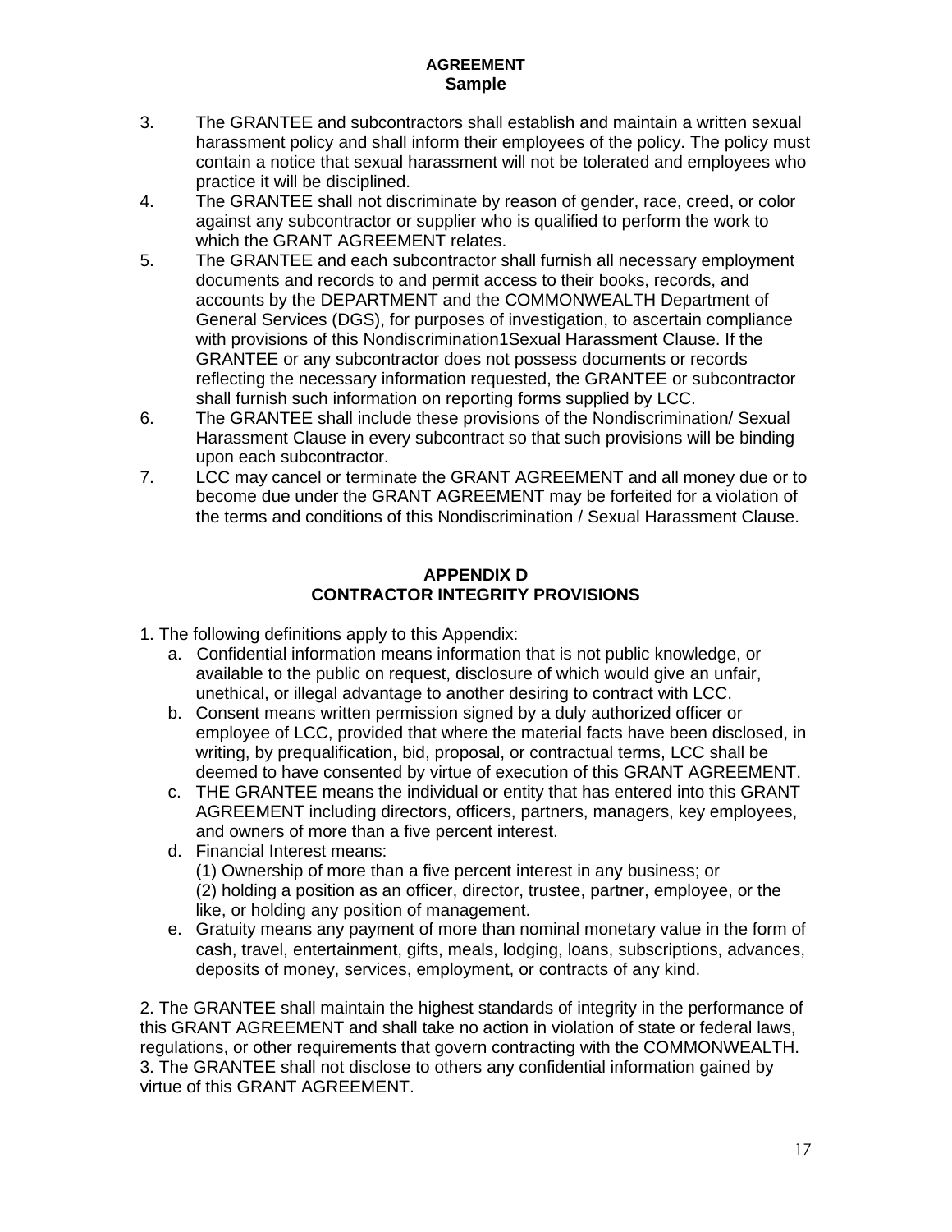**AGREEMENT**
**Sample**

3. The GRANTEE and subcontractors shall establish and maintain a written sexual harassment policy and shall inform their employees of the policy. The policy must contain a notice that sexual harassment will not be tolerated and employees who practice it will be disciplined.
4. The GRANTEE shall not discriminate by reason of gender, race, creed, or color against any subcontractor or supplier who is qualified to perform the work to which the GRANT AGREEMENT relates.
5. The GRANTEE and each subcontractor shall furnish all necessary employment documents and records to and permit access to their books, records, and accounts by the DEPARTMENT and the COMMONWEALTH Department of General Services (DGS), for purposes of investigation, to ascertain compliance with provisions of this Nondiscrimination1Sexual Harassment Clause. If the GRANTEE or any subcontractor does not possess documents or records reflecting the necessary information requested, the GRANTEE or subcontractor shall furnish such information on reporting forms supplied by LCC.
6. The GRANTEE shall include these provisions of the Nondiscrimination/ Sexual Harassment Clause in every subcontract so that such provisions will be binding upon each subcontractor.
7. LCC may cancel or terminate the GRANT AGREEMENT and all money due or to become due under the GRANT AGREEMENT may be forfeited for a violation of the terms and conditions of this Nondiscrimination / Sexual Harassment Clause.

## APPENDIX D
## CONTRACTOR INTEGRITY PROVISIONS

1. The following definitions apply to this Appendix:
   a. Confidential information means information that is not public knowledge, or available to the public on request, disclosure of which would give an unfair, unethical, or illegal advantage to another desiring to contract with LCC.
   b. Consent means written permission signed by a duly authorized officer or employee of LCC, provided that where the material facts have been disclosed, in writing, by prequalification, bid, proposal, or contractual terms, LCC shall be deemed to have consented by virtue of execution of this GRANT AGREEMENT.
   c. THE GRANTEE means the individual or entity that has entered into this GRANT AGREEMENT including directors, officers, partners, managers, key employees, and owners of more than a five percent interest.
   d. Financial Interest means:
      (1) Ownership of more than a five percent interest in any business; or
      (2) holding a position as an officer, director, trustee, partner, employee, or the like, or holding any position of management.
   e. Gratuity means any payment of more than nominal monetary value in the form of cash, travel, entertainment, gifts, meals, lodging, loans, subscriptions, advances, deposits of money, services, employment, or contracts of any kind.

2. The GRANTEE shall maintain the highest standards of integrity in the performance of this GRANT AGREEMENT and shall take no action in violation of state or federal laws, regulations, or other requirements that govern contracting with the COMMONWEALTH.
3. The GRANTEE shall not disclose to others any confidential information gained by virtue of this GRANT AGREEMENT.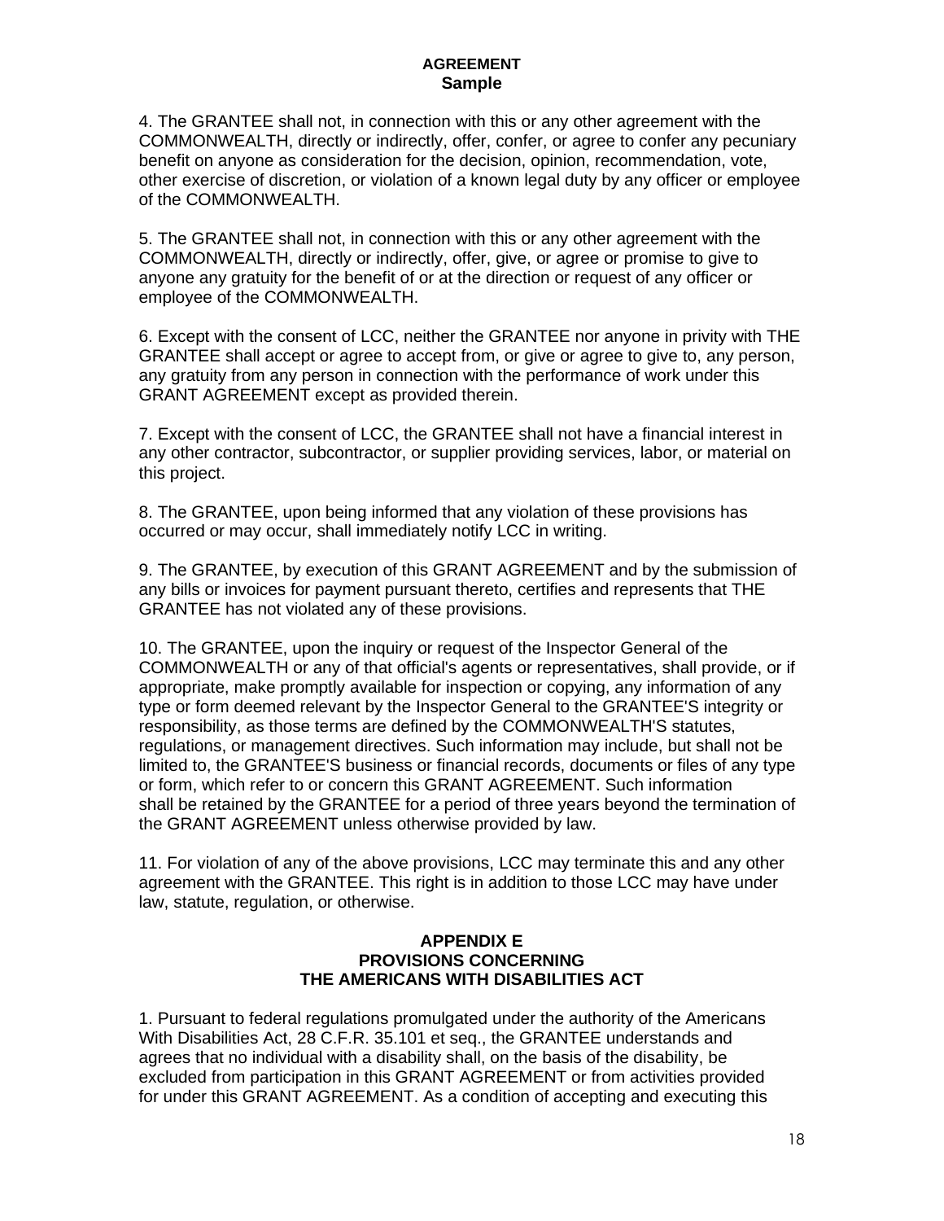4. The GRANTEE shall not, in connection with this or any other agreement with the COMMONWEALTH, directly or indirectly, offer, confer, or agree to confer any pecuniary benefit on anyone as consideration for the decision, opinion, recommendation, vote, other exercise of discretion, or violation of a known legal duty by any officer or employee of the COMMONWEALTH.

5. The GRANTEE shall not, in connection with this or any other agreement with the COMMONWEALTH, directly or indirectly, offer, give, or agree or promise to give to anyone any gratuity for the benefit of or at the direction or request of any officer or employee of the COMMONWEALTH.

6. Except with the consent of LCC, neither the GRANTEE nor anyone in privity with THE GRANTEE shall accept or agree to accept from, or give or agree to give to, any person, any gratuity from any person in connection with the performance of work under this GRANT AGREEMENT except as provided therein.

7. Except with the consent of LCC, the GRANTEE shall not have a financial interest in any other contractor, subcontractor, or supplier providing services, labor, or material on this project.

8. The GRANTEE, upon being informed that any violation of these provisions has occurred or may occur, shall immediately notify LCC in writing.

9. The GRANTEE, by execution of this GRANT AGREEMENT and by the submission of any bills or invoices for payment pursuant thereto, certifies and represents that THE GRANTEE has not violated any of these provisions.

10. The GRANTEE, upon the inquiry or request of the Inspector General of the COMMONWEALTH or any of that official's agents or representatives, shall provide, or if appropriate, make promptly available for inspection or copying, any information of any type or form deemed relevant by the Inspector General to the GRANTEE'S integrity or responsibility, as those terms are defined by the COMMONWEALTH'S statutes, regulations, or management directives. Such information may include, but shall not be limited to, the GRANTEE'S business or financial records, documents or files of any type or form, which refer to or concern this GRANT AGREEMENT. Such information shall be retained by the GRANTEE for a period of three years beyond the termination of the GRANT AGREEMENT unless otherwise provided by law.

11. For violation of any of the above provisions, LCC may terminate this and any other agreement with the GRANTEE. This right is in addition to those LCC may have under law, statute, regulation, or otherwise.

## APPENDIX E
## PROVISIONS CONCERNING THE AMERICANS WITH DISABILITIES ACT

1. Pursuant to federal regulations promulgated under the authority of the Americans With Disabilities Act, 28 C.F.R. 35.101 et seq., the GRANTEE understands and agrees that no individual with a disability shall, on the basis of the disability, be excluded from participation in this GRANT AGREEMENT or from activities provided for under this GRANT AGREEMENT. As a condition of accepting and executing this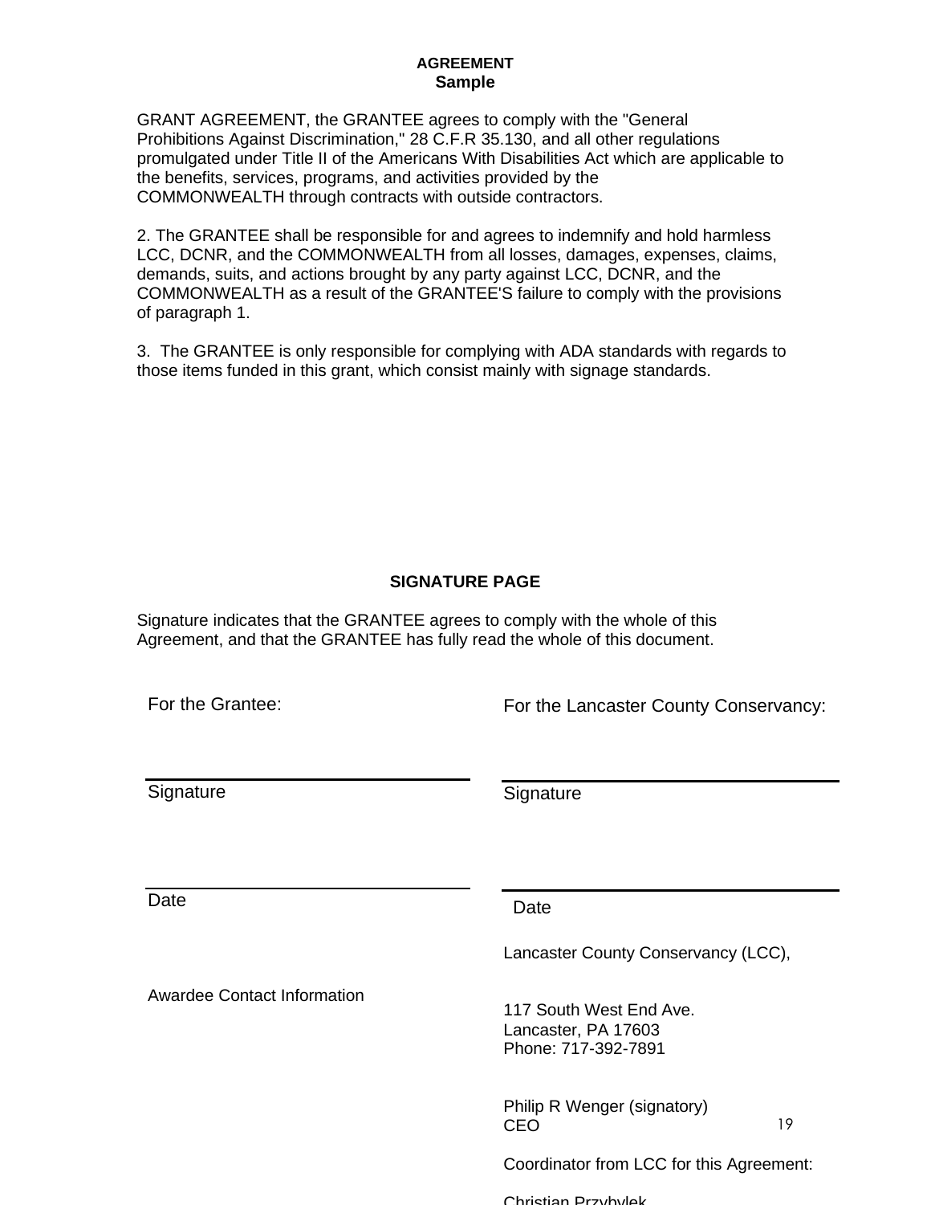**AGREEMENT**
**Sample**

GRANT AGREEMENT, the GRANTEE agrees to comply with the "General Prohibitions Against Discrimination," 28 C.F.R 35.130, and all other regulations promulgated under Title II of the Americans With Disabilities Act which are applicable to the benefits, services, programs, and activities provided by the COMMONWEALTH through contracts with outside contractors.

2. The GRANTEE shall be responsible for and agrees to indemnify and hold harmless LCC, DCNR, and the COMMONWEALTH from all losses, damages, expenses, claims, demands, suits, and actions brought by any party against LCC, DCNR, and the COMMONWEALTH as a result of the GRANTEE'S failure to comply with the provisions of paragraph 1.

3. The GRANTEE is only responsible for complying with ADA standards with regards to those items funded in this grant, which consist mainly with signage standards.

## SIGNATURE PAGE

Signature indicates that the GRANTEE agrees to comply with the whole of this Agreement, and that the GRANTEE has fully read the whole of this document.

For the Grantee:

______________________________
Signature

______________________________
Date

Awardee Contact Information

For the Lancaster County Conservancy:

______________________________
Signature

______________________________
Date

Lancaster County Conservancy (LCC),

117 South West End Ave.
Lancaster, PA 17603
Phone: 717-392-7891

Philip R Wenger (signatory)
CEO

Coordinator from LCC for this Agreement:

Christian Przybylek